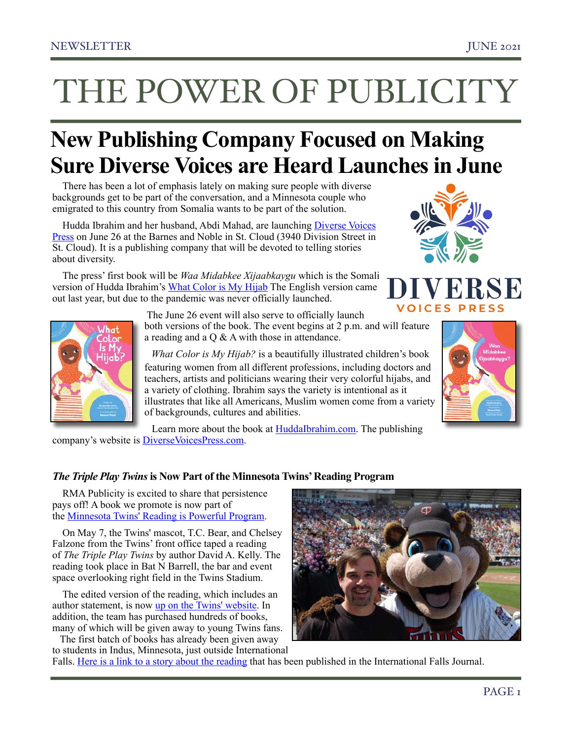# THE POWER OF PUBLICITY

## New Publishing Company Focused on Making Sure Diverse Voices are Heard Launches in June

There has been a lot of emphasis lately on making sure people with diverse backgrounds get to be part of the conversation, and a Minnesota couple who emigrated to this country from Somalia wants to be part of the solution.

Hudda Ibrahim and her husband, Abdi Mahad, are launching Diverse Voices Press on June 26 at the Barnes and Noble in St. Cloud (3940 Division Street in St. Cloud). It is a publishing company that will be devoted to telling stories about diversity.

The press' first book will be *Waa Midabkee Xijaabkaygu* which is the Somali version of Hudda Ibrahim's What Color is My Hijab The English version came out last year, but due to the pandemic was never officially launched.

The June 26 event will also serve to officially launch both versions of the book. The event begins at 2 p.m. and will feature a reading and a Q & A with those in attendance.

*What Color is My Hijab?* is a beautifully illustrated children's book featuring women from all different professions, including doctors and teachers, artists and politicians wearing their very colorful hijabs, and a variety of clothing. Ibrahim says the variety is intentional as it illustrates that like all Americans, Muslim women come from a variety of backgrounds, cultures and abilities.

Learn more about the book at HuddaIbrahim.com. The publishing company's website is DiverseVoicesPress.com.

### *The Triple Play Twins* is Now Part of the Minnesota Twins' Reading Program

RMA Publicity is excited to share that persistence pays off! A book we promote is now part of the Minnesota Twins' Reading is Powerful Program.

On May 7, the Twins' mascot, T.C. Bear, and Chelsey Falzone from the Twins' front office taped a reading of *The Triple Play Twins* by author David A. Kelly. The reading took place in Bat N Barrell, the bar and event space overlooking right field in the Twins Stadium.

The edited version of the reading, which includes an author statement, is now up on the Twins' website. In addition, the team has purchased hundreds of books, many of which will be given away to young Twins fans. The first batch of books has already been given away to students in Indus, Minnesota, just outside International Falls. Here is a link to a story about the reading that has been published in the International Falls Journal.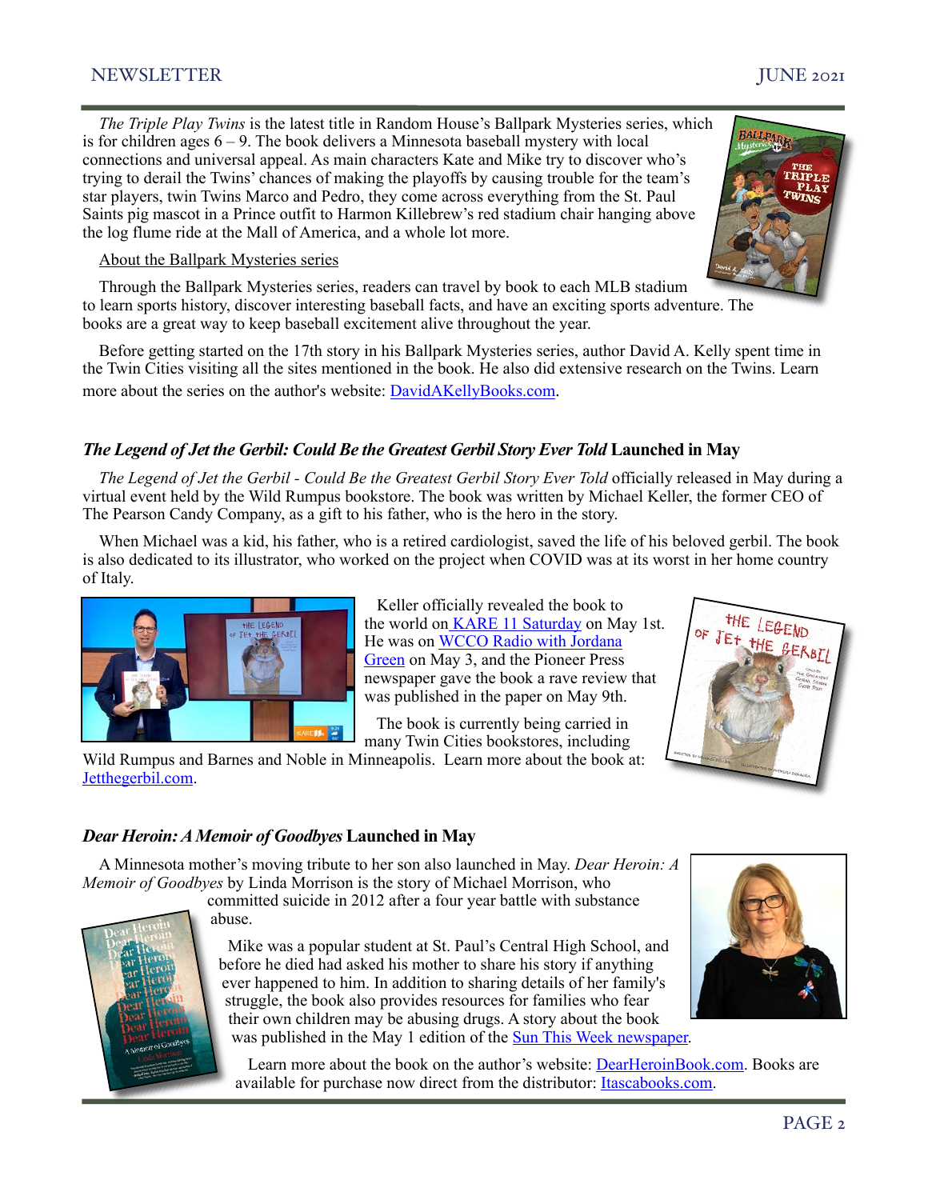*The Triple Play Twins* is the latest title in Random House's Ballpark Mysteries series, which is for children ages 6 – 9. The book delivers a Minnesota baseball mystery with local connections and universal appeal. As main characters Kate and Mike try to discover who's trying to derail the Twins' chances of making the playoffs by causing trouble for the team's star players, twin Twins Marco and Pedro, they come across everything from the St. Paul Saints pig mascot in a Prince outfit to Harmon Killebrew's red stadium chair hanging above the log flume ride at the Mall of America, and a whole lot more.

About the Ballpark Mysteries series

Through the Ballpark Mysteries series, readers can travel by book to each MLB stadium to learn sports history, discover interesting baseball facts, and have an exciting sports adventure. The books are a great way to keep baseball excitement alive throughout the year.

Before getting started on the 17th story in his Ballpark Mysteries series, author David A. Kelly spent time in the Twin Cities visiting all the sites mentioned in the book. He also did extensive research on the Twins. Learn more about the series on the author's website: DavidAKellyBooks.com.

## *The Legend of Jet the Gerbil: Could Be the Greatest Gerbil Story Ever Told* Launched in May

*The Legend of Jet the Gerbil - Could Be the Greatest Gerbil Story Ever Told* officially released in May during a virtual event held by the Wild Rumpus bookstore. The book was written by Michael Keller, the former CEO of The Pearson Candy Company, as a gift to his father, who is the hero in the story.

When Michael was a kid, his father, who is a retired cardiologist, saved the life of his beloved gerbil. The book is also dedicated to its illustrator, who worked on the project when COVID was at its worst in her home country of Italy.

Keller officially revealed the book to the world on KARE 11 Saturday on May 1st. He was on WCCO Radio with Jordana Green on May 3, and the Pioneer Press newspaper gave the book a rave review that was published in the paper on May 9th.

The book is currently being carried in many Twin Cities bookstores, including Wild Rumpus and Barnes and Noble in Minneapolis. Learn more about the book at: Jetthegerbil.com.

## *Dear Heroin: A Memoir of Goodbyes* Launched in May

A Minnesota mother's moving tribute to her son also launched in May. *Dear Heroin: A Memoir of Goodbyes* by Linda Morrison is the story of Michael Morrison, who committed suicide in 2012 after a four year battle with substance abuse.

Mike was a popular student at St. Paul's Central High School, and before he died had asked his mother to share his story if anything ever happened to him. In addition to sharing details of her family's struggle, the book also provides resources for families who fear their own children may be abusing drugs. A story about the book was published in the May 1 edition of the Sun This Week newspaper.

Learn more about the book on the author's website: DearHeroinBook.com. Books are available for purchase now direct from the distributor: Itascabooks.com.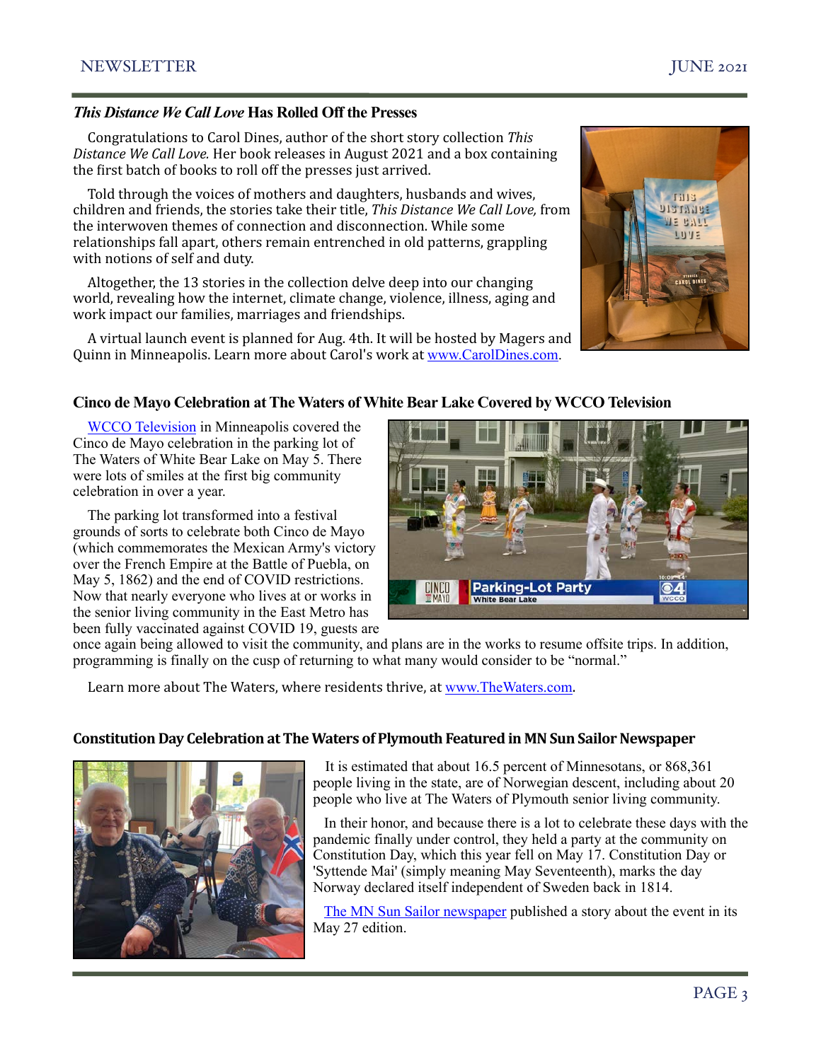### ***This Distance We Call Love*** **Has Rolled Off the Presses**

Congratulations to Carol Dines, author of the short story collection *This Distance We Call Love.* Her book releases in August 2021 and a box containing the first batch of books to roll off the presses just arrived.

Told through the voices of mothers and daughters, husbands and wives, children and friends, the stories take their title, *This Distance We Call Love,* from the interwoven themes of connection and disconnection. While some relationships fall apart, others remain entrenched in old patterns, grappling with notions of self and duty.

Altogether, the 13 stories in the collection delve deep into our changing world, revealing how the internet, climate change, violence, illness, aging and work impact our families, marriages and friendships.

A virtual launch event is planned for Aug. 4th. It will be hosted by Magers and Quinn in Minneapolis. Learn more about Carol's work at www.CarolDines.com.

### **Cinco de Mayo Celebration at The Waters of White Bear Lake Covered by WCCO Television**

WCCO Television in Minneapolis covered the Cinco de Mayo celebration in the parking lot of The Waters of White Bear Lake on May 5. There were lots of smiles at the first big community celebration in over a year.

The parking lot transformed into a festival grounds of sorts to celebrate both Cinco de Mayo (which commemorates the Mexican Army's victory over the French Empire at the Battle of Puebla, on May 5, 1862) and the end of COVID restrictions. Now that nearly everyone who lives at or works in the senior living community in the East Metro has been fully vaccinated against COVID 19, guests are once again being allowed to visit the community, and plans are in the works to resume offsite trips. In addition, programming is finally on the cusp of returning to what many would consider to be "normal."

Learn more about The Waters, where residents thrive, at www.TheWaters.com.

### **Constitution Day Celebration at The Waters of Plymouth Featured in MN Sun Sailor Newspaper**

It is estimated that about 16.5 percent of Minnesotans, or 868,361 people living in the state, are of Norwegian descent, including about 20 people who live at The Waters of Plymouth senior living community.

In their honor, and because there is a lot to celebrate these days with the pandemic finally under control, they held a party at the community on Constitution Day, which this year fell on May 17. Constitution Day or 'Syttende Mai' (simply meaning May Seventeenth), marks the day Norway declared itself independent of Sweden back in 1814.

The MN Sun Sailor newspaper published a story about the event in its May 27 edition.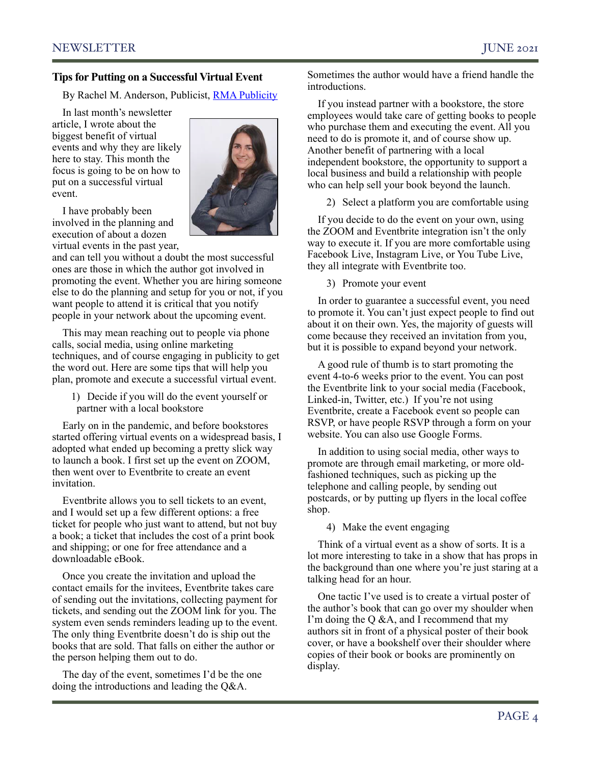## Tips for Putting on a Successful Virtual Event

By Rachel M. Anderson, Publicist, [RMA Publicity]

In last month's newsletter article, I wrote about the biggest benefit of virtual events and why they are likely here to stay. This month the focus is going to be on how to put on a successful virtual event.

I have probably been involved in the planning and execution of about a dozen virtual events in the past year, and can tell you without a doubt the most successful ones are those in which the author got involved in promoting the event. Whether you are hiring someone else to do the planning and setup for you or not, if you want people to attend it is critical that you notify people in your network about the upcoming event.

This may mean reaching out to people via phone calls, social media, using online marketing techniques, and of course engaging in publicity to get the word out. Here are some tips that will help you plan, promote and execute a successful virtual event.

1) Decide if you will do the event yourself or partner with a local bookstore

Early on in the pandemic, and before bookstores started offering virtual events on a widespread basis, I adopted what ended up becoming a pretty slick way to launch a book. I first set up the event on ZOOM, then went over to Eventbrite to create an event invitation.

Eventbrite allows you to sell tickets to an event, and I would set up a few different options: a free ticket for people who just want to attend, but not buy a book; a ticket that includes the cost of a print book and shipping; or one for free attendance and a downloadable eBook.

Once you create the invitation and upload the contact emails for the invitees, Eventbrite takes care of sending out the invitations, collecting payment for tickets, and sending out the ZOOM link for you. The system even sends reminders leading up to the event. The only thing Eventbrite doesn't do is ship out the books that are sold. That falls on either the author or the person helping them out to do.

The day of the event, sometimes I'd be the one doing the introductions and leading the Q&A. Sometimes the author would have a friend handle the introductions.

If you instead partner with a bookstore, the store employees would take care of getting books to people who purchase them and executing the event. All you need to do is promote it, and of course show up. Another benefit of partnering with a local independent bookstore, the opportunity to support a local business and build a relationship with people who can help sell your book beyond the launch.

2) Select a platform you are comfortable using

If you decide to do the event on your own, using the ZOOM and Eventbrite integration isn't the only way to execute it. If you are more comfortable using Facebook Live, Instagram Live, or You Tube Live, they all integrate with Eventbrite too.

3) Promote your event

In order to guarantee a successful event, you need to promote it. You can't just expect people to find out about it on their own. Yes, the majority of guests will come because they received an invitation from you, but it is possible to expand beyond your network.

A good rule of thumb is to start promoting the event 4-to-6 weeks prior to the event. You can post the Eventbrite link to your social media (Facebook, Linked-in, Twitter, etc.) If you're not using Eventbrite, create a Facebook event so people can RSVP, or have people RSVP through a form on your website. You can also use Google Forms.

In addition to using social media, other ways to promote are through email marketing, or more old-fashioned techniques, such as picking up the telephone and calling people, by sending out postcards, or by putting up flyers in the local coffee shop.

4) Make the event engaging

Think of a virtual event as a show of sorts. It is a lot more interesting to take in a show that has props in the background than one where you're just staring at a talking head for an hour.

One tactic I've used is to create a virtual poster of the author's book that can go over my shoulder when I'm doing the Q &A, and I recommend that my authors sit in front of a physical poster of their book cover, or have a bookshelf over their shoulder where copies of their book or books are prominently on display.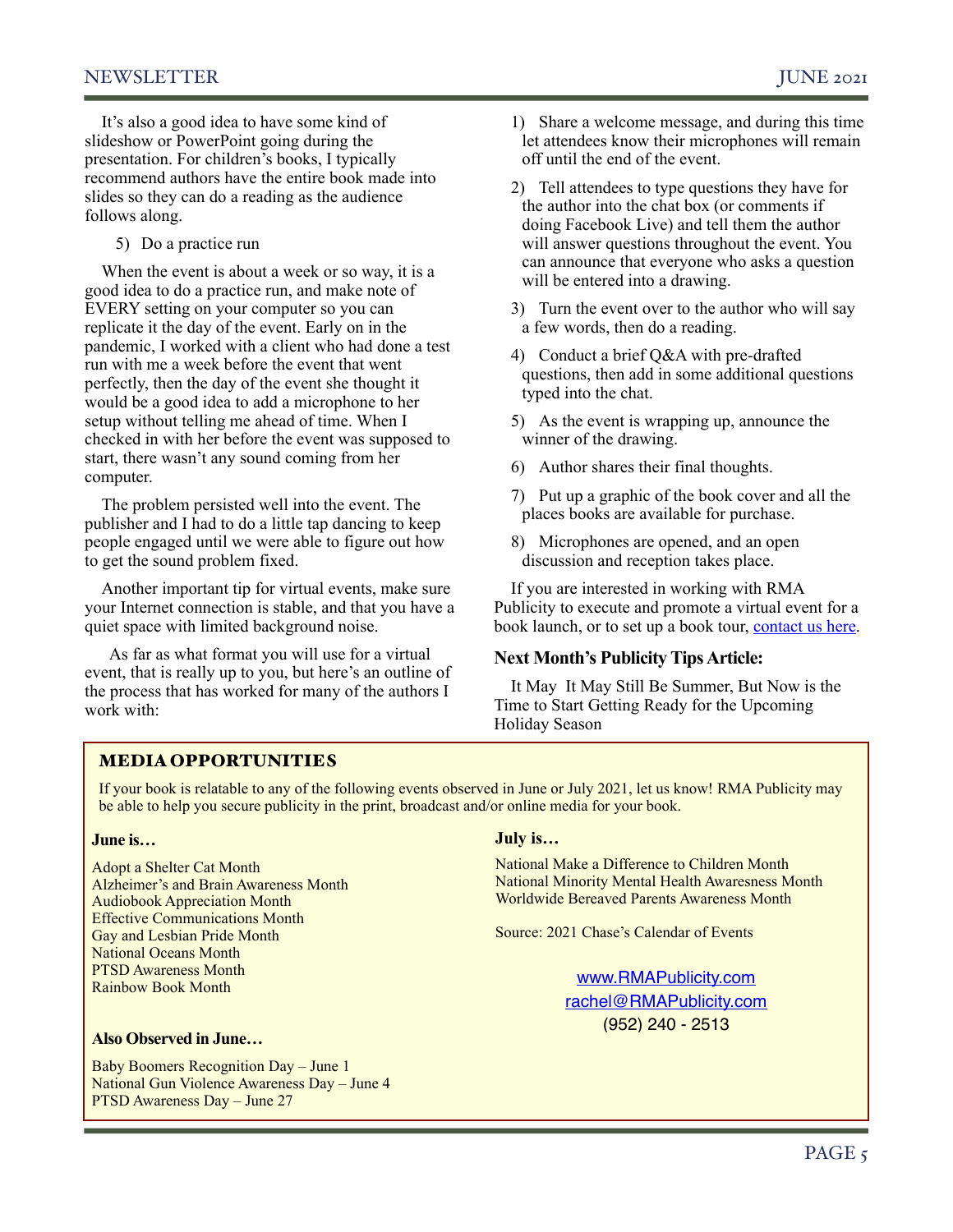It's also a good idea to have some kind of slideshow or PowerPoint going during the presentation. For children's books, I typically recommend authors have the entire book made into slides so they can do a reading as the audience follows along.

5) Do a practice run

When the event is about a week or so way, it is a good idea to do a practice run, and make note of EVERY setting on your computer so you can replicate it the day of the event. Early on in the pandemic, I worked with a client who had done a test run with me a week before the event that went perfectly, then the day of the event she thought it would be a good idea to add a microphone to her setup without telling me ahead of time. When I checked in with her before the event was supposed to start, there wasn't any sound coming from her computer.

The problem persisted well into the event. The publisher and I had to do a little tap dancing to keep people engaged until we were able to figure out how to get the sound problem fixed.

Another important tip for virtual events, make sure your Internet connection is stable, and that you have a quiet space with limited background noise.

As far as what format you will use for a virtual event, that is really up to you, but here's an outline of the process that has worked for many of the authors I work with:

1) Share a welcome message, and during this time let attendees know their microphones will remain off until the end of the event.
2) Tell attendees to type questions they have for the author into the chat box (or comments if doing Facebook Live) and tell them the author will answer questions throughout the event. You can announce that everyone who asks a question will be entered into a drawing.
3) Turn the event over to the author who will say a few words, then do a reading.
4) Conduct a brief Q&A with pre-drafted questions, then add in some additional questions typed into the chat.
5) As the event is wrapping up, announce the winner of the drawing.
6) Author shares their final thoughts.
7) Put up a graphic of the book cover and all the places books are available for purchase.
8) Microphones are opened, and an open discussion and reception takes place.

If you are interested in working with RMA Publicity to execute and promote a virtual event for a book launch, or to set up a book tour, contact us here.

**Next Month's Publicity Tips Article:**

It May It May Still Be Summer, But Now is the Time to Start Getting Ready for the Upcoming Holiday Season

## MEDIA OPPORTUNITIES

If your book is relatable to any of the following events observed in June or July 2021, let us know! RMA Publicity may be able to help you secure publicity in the print, broadcast and/or online media for your book.

**June is…**

Adopt a Shelter Cat Month
Alzheimer's and Brain Awareness Month
Audiobook Appreciation Month
Effective Communications Month
Gay and Lesbian Pride Month
National Oceans Month
PTSD Awareness Month
Rainbow Book Month

**Also Observed in June…**

Baby Boomers Recognition Day – June 1
National Gun Violence Awareness Day – June 4
PTSD Awareness Day – June 27

**July is…**

National Make a Difference to Children Month
National Minority Mental Health Awaresness Month
Worldwide Bereaved Parents Awareness Month

Source: 2021 Chase's Calendar of Events

www.RMAPublicity.com
rachel@RMAPublicity.com
(952) 240 - 2513